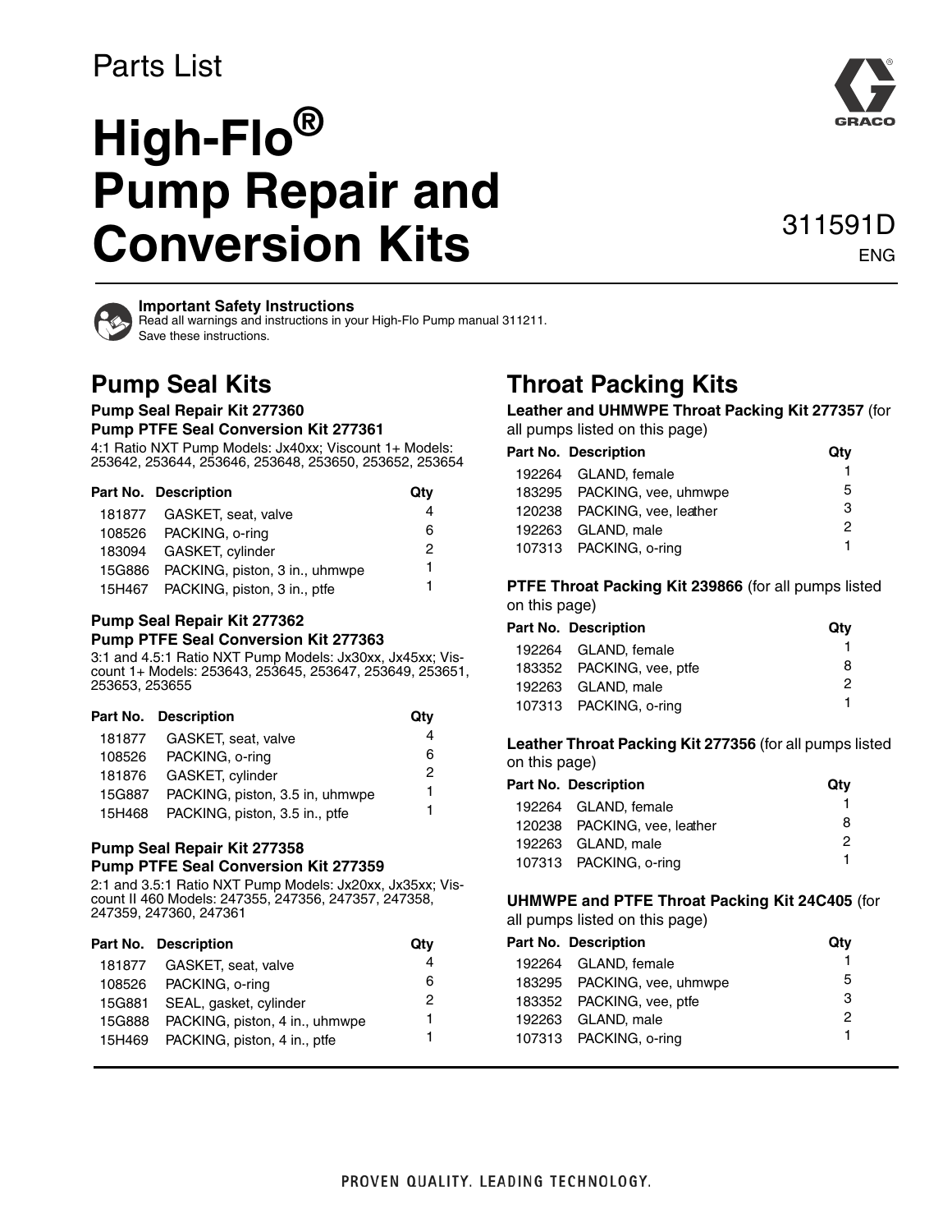Parts List

# High-Flo® Pump Repair and Conversion Kits

311591D

ENG

**Important Safety Instructions**
Read all warnings and instructions in your High-Flo Pump manual 311211.
Save these instructions.

## Pump Seal Kits

### Pump Seal Repair Kit 277360
### Pump PTFE Seal Conversion Kit 277361

4:1 Ratio NXT Pump Models: Jx40xx; Viscount 1+ Models: 253642, 253644, 253646, 253648, 253650, 253652, 253654

| Part No. | Description | Qty |
|---|---|---|
| 181877 | GASKET, seat, valve | 4 |
| 108526 | PACKING, o-ring | 6 |
| 183094 | GASKET, cylinder | 2 |
| 15G886 | PACKING, piston, 3 in., uhmwpe | 1 |
| 15H467 | PACKING, piston, 3 in., ptfe | 1 |

### Pump Seal Repair Kit 277362
### Pump PTFE Seal Conversion Kit 277363

3:1 and 4.5:1 Ratio NXT Pump Models: Jx30xx, Jx45xx; Viscount 1+ Models: 253643, 253645, 253647, 253649, 253651, 253653, 253655

| Part No. | Description | Qty |
|---|---|---|
| 181877 | GASKET, seat, valve | 4 |
| 108526 | PACKING, o-ring | 6 |
| 181876 | GASKET, cylinder | 2 |
| 15G887 | PACKING, piston, 3.5 in, uhmwpe | 1 |
| 15H468 | PACKING, piston, 3.5 in., ptfe | 1 |

### Pump Seal Repair Kit 277358
### Pump PTFE Seal Conversion Kit 277359

2:1 and 3.5:1 Ratio NXT Pump Models: Jx20xx, Jx35xx; Viscount II 460 Models: 247355, 247356, 247357, 247358, 247359, 247360, 247361

| Part No. | Description | Qty |
|---|---|---|
| 181877 | GASKET, seat, valve | 4 |
| 108526 | PACKING, o-ring | 6 |
| 15G881 | SEAL, gasket, cylinder | 2 |
| 15G888 | PACKING, piston, 4 in., uhmwpe | 1 |
| 15H469 | PACKING, piston, 4 in., ptfe | 1 |

## Throat Packing Kits

**Leather and UHMWPE Throat Packing Kit 277357** (for all pumps listed on this page)

| Part No. | Description | Qty |
|---|---|---|
| 192264 | GLAND, female | 1 |
| 183295 | PACKING, vee, uhmwpe | 5 |
| 120238 | PACKING, vee, leather | 3 |
| 192263 | GLAND, male | 2 |
| 107313 | PACKING, o-ring | 1 |

**PTFE Throat Packing Kit 239866** (for all pumps listed on this page)

| Part No. | Description | Qty |
|---|---|---|
| 192264 | GLAND, female | 1 |
| 183352 | PACKING, vee, ptfe | 8 |
| 192263 | GLAND, male | 2 |
| 107313 | PACKING, o-ring | 1 |

**Leather Throat Packing Kit 277356** (for all pumps listed on this page)

| Part No. | Description | Qty |
|---|---|---|
| 192264 | GLAND, female | 1 |
| 120238 | PACKING, vee, leather | 8 |
| 192263 | GLAND, male | 2 |
| 107313 | PACKING, o-ring | 1 |

**UHMWPE and PTFE Throat Packing Kit 24C405** (for all pumps listed on this page)

| Part No. | Description | Qty |
|---|---|---|
| 192264 | GLAND, female | 1 |
| 183295 | PACKING, vee, uhmwpe | 5 |
| 183352 | PACKING, vee, ptfe | 3 |
| 192263 | GLAND, male | 2 |
| 107313 | PACKING, o-ring | 1 |

PROVEN QUALITY. LEADING TECHNOLOGY.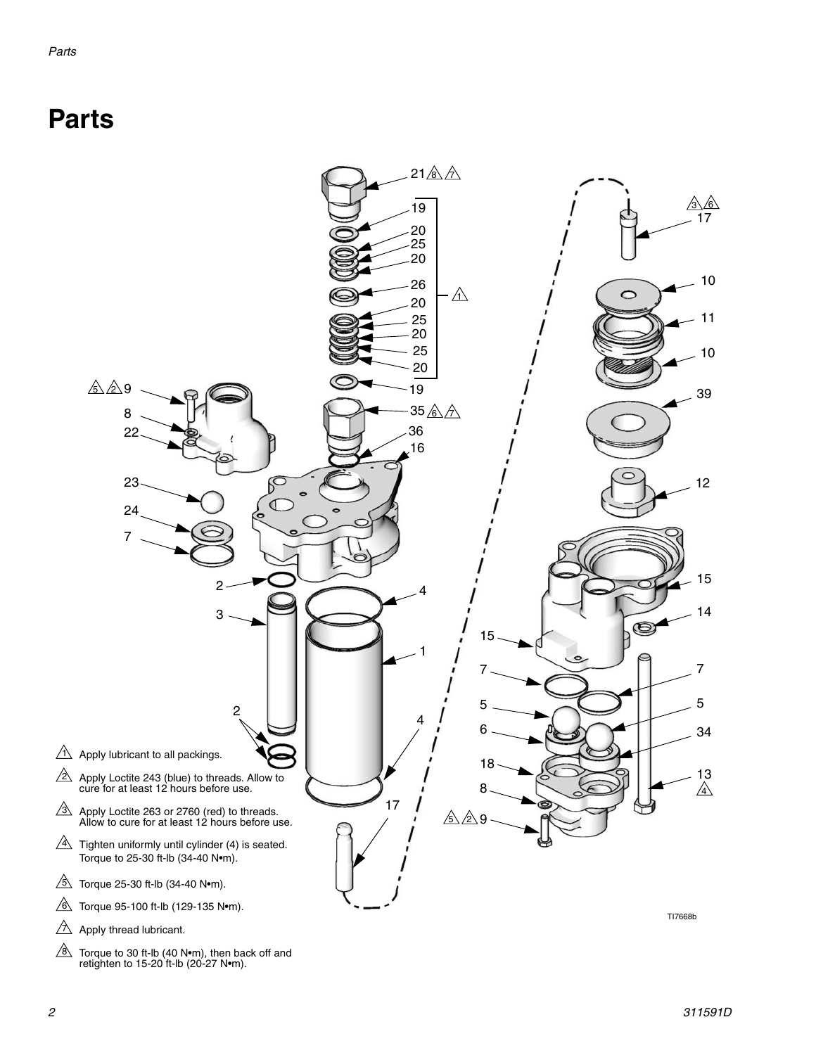# Parts

1. Apply lubricant to all packings.

2. Apply Loctite 243 (blue) to threads. Allow to cure for at least 12 hours before use.

3. Apply Loctite 263 or 2760 (red) to threads. Allow to cure for at least 12 hours before use.

4. Tighten uniformly until cylinder (4) is seated. Torque to 25-30 ft-lb (34-40 N•m).

5. Torque 25-30 ft-lb (34-40 N•m).

6. Torque 95-100 ft-lb (129-135 N•m).

7. Apply thread lubricant.

8. Torque to 30 ft-lb (40 N•m), then back off and retighten to 15-20 ft-lb (20-27 N•m).

TI7668b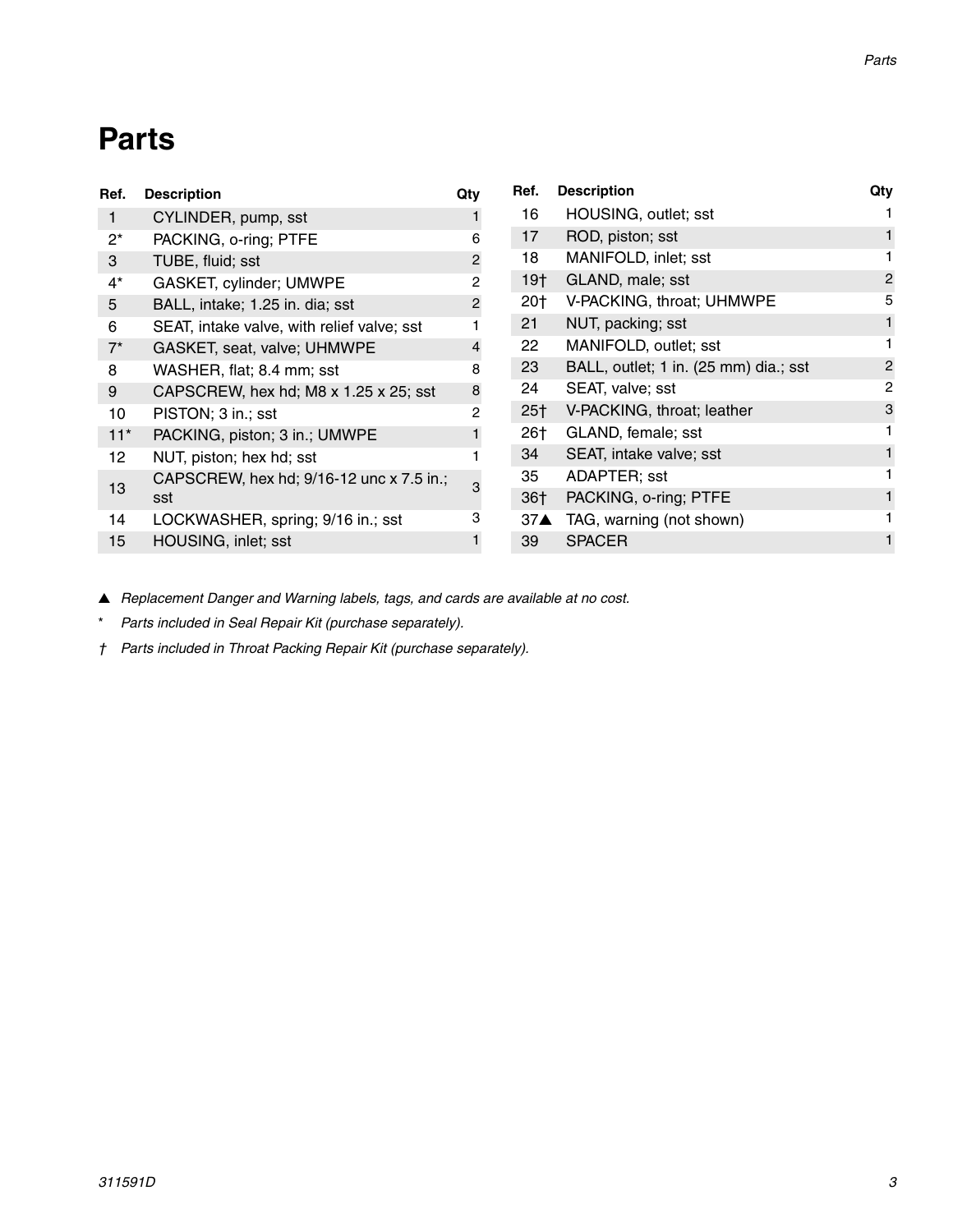# Parts

| Ref. | Description | Qty |
|---|---|---|
| 1 | CYLINDER, pump, sst | 1 |
| 2* | PACKING, o-ring; PTFE | 6 |
| 3 | TUBE, fluid; sst | 2 |
| 4* | GASKET, cylinder; UMWPE | 2 |
| 5 | BALL, intake; 1.25 in. dia; sst | 2 |
| 6 | SEAT, intake valve, with relief valve; sst | 1 |
| 7* | GASKET, seat, valve; UHMWPE | 4 |
| 8 | WASHER, flat; 8.4 mm; sst | 8 |
| 9 | CAPSCREW, hex hd; M8 x 1.25 x 25; sst | 8 |
| 10 | PISTON; 3 in.; sst | 2 |
| 11* | PACKING, piston; 3 in.; UMWPE | 1 |
| 12 | NUT, piston; hex hd; sst | 1 |
| 13 | CAPSCREW, hex hd; 9/16-12 unc x 7.5 in.; sst | 3 |
| 14 | LOCKWASHER, spring; 9/16 in.; sst | 3 |
| 15 | HOUSING, inlet; sst | 1 |
| 16 | HOUSING, outlet; sst | 1 |
| 17 | ROD, piston; sst | 1 |
| 18 | MANIFOLD, inlet; sst | 1 |
| 19† | GLAND, male; sst | 2 |
| 20† | V-PACKING, throat; UHMWPE | 5 |
| 21 | NUT, packing; sst | 1 |
| 22 | MANIFOLD, outlet; sst | 1 |
| 23 | BALL, outlet; 1 in. (25 mm) dia.; sst | 2 |
| 24 | SEAT, valve; sst | 2 |
| 25† | V-PACKING, throat; leather | 3 |
| 26† | GLAND, female; sst | 1 |
| 34 | SEAT, intake valve; sst | 1 |
| 35 | ADAPTER; sst | 1 |
| 36† | PACKING, o-ring; PTFE | 1 |
| 37▲ | TAG, warning (not shown) | 1 |
| 39 | SPACER | 1 |

▲ *Replacement Danger and Warning labels, tags, and cards are available at no cost.*

\* *Parts included in Seal Repair Kit (purchase separately).*

† *Parts included in Throat Packing Repair Kit (purchase separately).*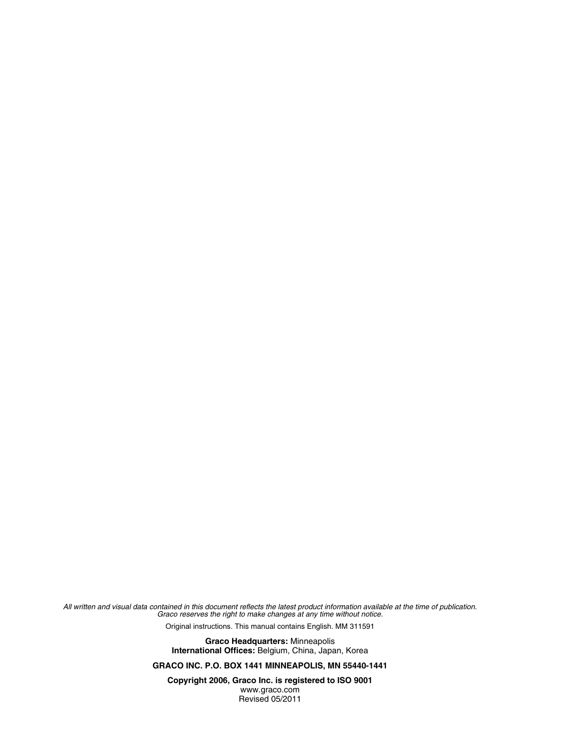*All written and visual data contained in this document reflects the latest product information available at the time of publication. Graco reserves the right to make changes at any time without notice.*

Original instructions. This manual contains English. MM 311591

**Graco Headquarters:** Minneapolis
**International Offices:** Belgium, China, Japan, Korea

**GRACO INC. P.O. BOX 1441 MINNEAPOLIS, MN 55440-1441**

**Copyright 2006, Graco Inc. is registered to ISO 9001**
www.graco.com
Revised 05/2011